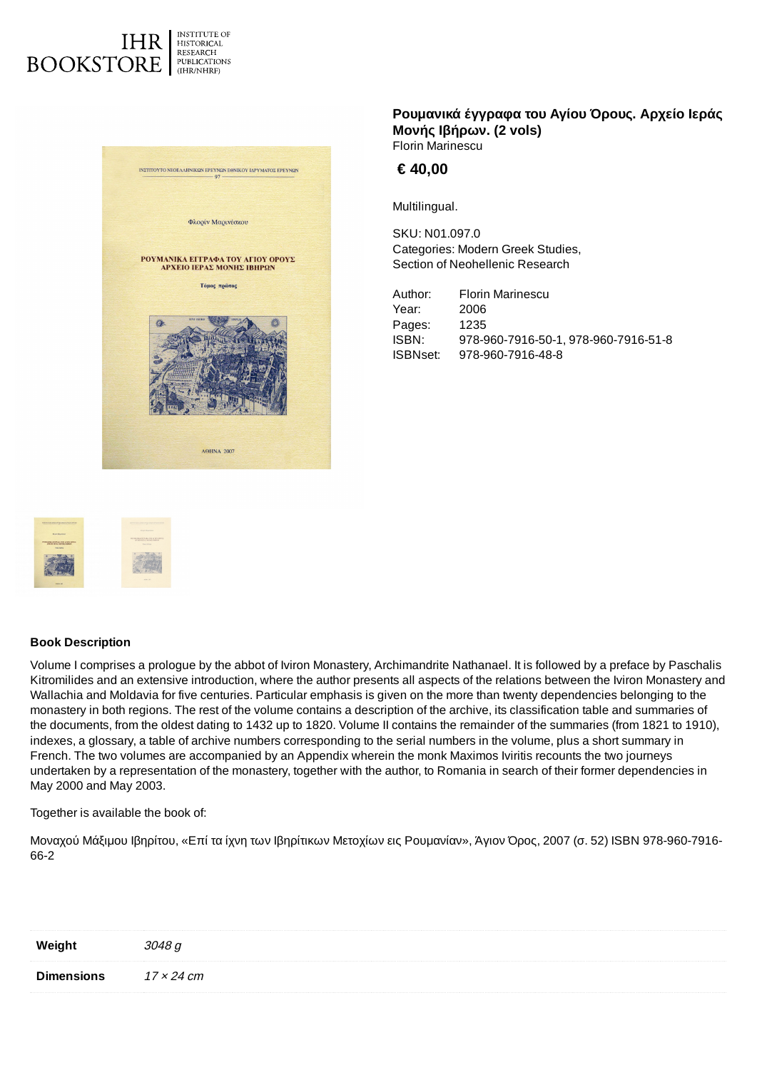IHR BOOKSTORE | INSTITUTE OF HISTORICAL RESEARCH PUBLICATIONS (IHR/NHRF)

# Ρουμανικά έγγραφα του Αγίου Όρους. Αρχείο Ιεράς Μονής Ιβήρων. (2 vols)

Florin Marinescu

**€ 40,00**

Multilingual.

SKU: N01.097.0
Categories: Modern Greek Studies, Section of Neohellenic Research

| | |
|---|---|
| Author: | Florin Marinescu |
| Year: | 2006 |
| Pages: | 1235 |
| ISBN: | 978-960-7916-50-1, 978-960-7916-51-8 |
| ISBNset: | 978-960-7916-48-8 |

## Book Description

Volume I comprises a prologue by the abbot of Iviron Monastery, Archimandrite Nathanael. It is followed by a preface by Paschalis Kitromilides and an extensive introduction, where the author presents all aspects of the relations between the Iviron Monastery and Wallachia and Moldavia for five centuries. Particular emphasis is given on the more than twenty dependencies belonging to the monastery in both regions. The rest of the volume contains a description of the archive, its classification table and summaries of the documents, from the oldest dating to 1432 up to 1820. Volume II contains the remainder of the summaries (from 1821 to 1910), indexes, a glossary, a table of archive numbers corresponding to the serial numbers in the volume, plus a short summary in French. The two volumes are accompanied by an Appendix wherein the monk Maximos Iviritis recounts the two journeys undertaken by a representation of the monastery, together with the author, to Romania in search of their former dependencies in May 2000 and May 2003.

Together is available the book of:

Μοναχού Μάξιμου Ιβηρίτου, «Επί τα ίχνη των Ιβηρίτικων Μετοχίων εις Ρουμανίαν», Άγιον Όρος, 2007 (σ. 52) ISBN 978-960-7916-66-2

| | |
|---|---|
| **Weight** | *3048 g* |
| **Dimensions** | *17 × 24 cm* |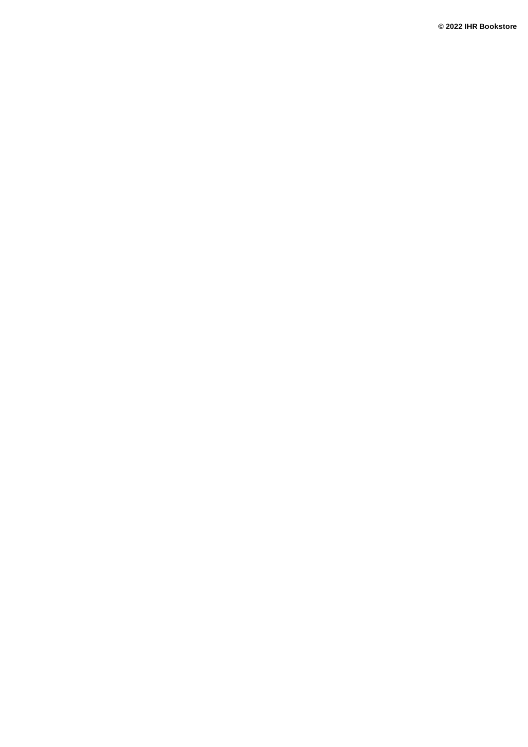© 2022 IHR Bookstore